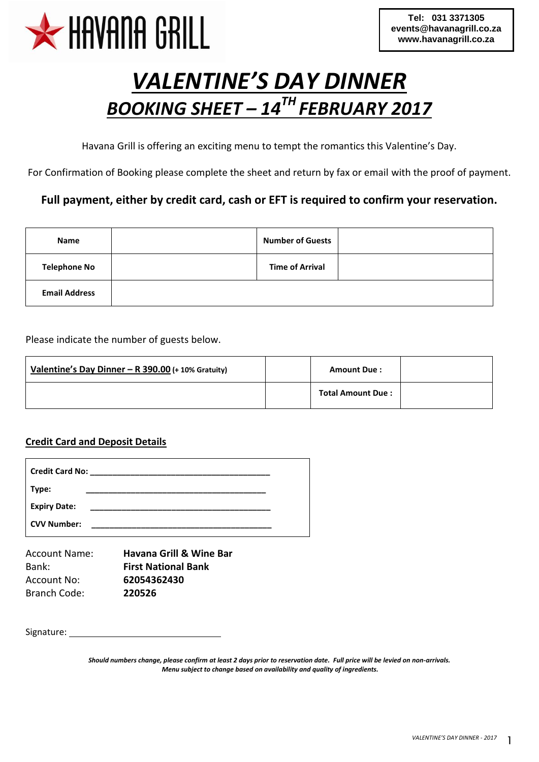HAVANA GRILL

Tel: 031 3371305
events@havanagrill.co.za
www.havanagrill.co.za

# VALENTINE'S DAY DINNER

## BOOKING SHEET – 14TH FEBRUARY 2017

Havana Grill is offering an exciting menu to tempt the romantics this Valentine's Day.

For Confirmation of Booking please complete the sheet and return by fax or email with the proof of payment.

**Full payment, either by credit card, cash or EFT is required to confirm your reservation.**

| **Name** | | **Number of Guests** | |
|---|---|---|---|
| **Telephone No** | | **Time of Arrival** | |
| **Email Address** | | | |

Please indicate the number of guests below.

| **Valentine's Day Dinner – R 390.00** **(+ 10% Gratuity)** | | **Amount Due :** | |
|---|---|---|---|
| | | **Total Amount Due :** | |

**Credit Card and Deposit Details**

**Credit Card No:** ________________________________________

**Type:** ________________________________________

**Expiry Date:** ________________________________________

**CVV Number:** ________________________________________

Account Name: **Havana Grill & Wine Bar**
Bank: **First National Bank**
Account No: **62054362430**
Branch Code: **220526**

Signature: ______________________________

***Should numbers change, please confirm at least 2 days prior to reservation date. Full price will be levied on non-arrivals.***
***Menu subject to change based on availability and quality of ingredients.***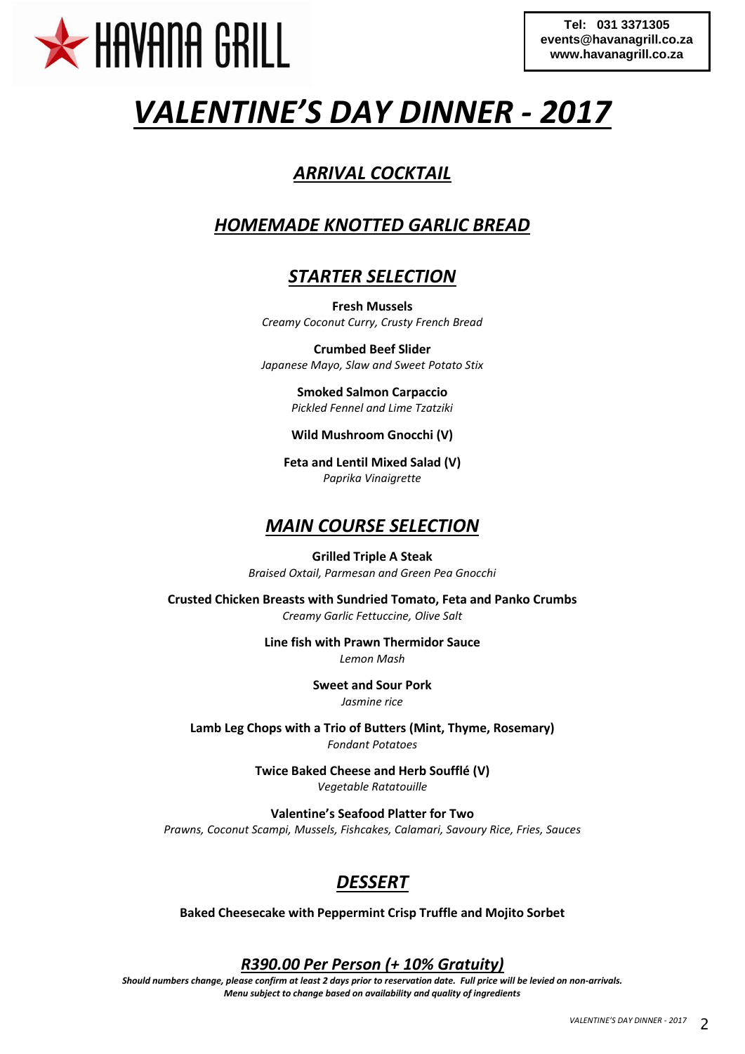HAVANA GRILL

Tel: 031 3371305
events@havanagrill.co.za
www.havanagrill.co.za

# *VALENTINE'S DAY DINNER - 2017*

## *ARRIVAL COCKTAIL*

## *HOMEMADE KNOTTED GARLIC BREAD*

## *STARTER SELECTION*

**Fresh Mussels**
*Creamy Coconut Curry, Crusty French Bread*

**Crumbed Beef Slider**
*Japanese Mayo, Slaw and Sweet Potato Stix*

**Smoked Salmon Carpaccio**
*Pickled Fennel and Lime Tzatziki*

**Wild Mushroom Gnocchi (V)**

**Feta and Lentil Mixed Salad (V)**
*Paprika Vinaigrette*

## *MAIN COURSE SELECTION*

**Grilled Triple A Steak**
*Braised Oxtail, Parmesan and Green Pea Gnocchi*

**Crusted Chicken Breasts with Sundried Tomato, Feta and Panko Crumbs**
*Creamy Garlic Fettuccine, Olive Salt*

**Line fish with Prawn Thermidor Sauce**
*Lemon Mash*

**Sweet and Sour Pork**
*Jasmine rice*

**Lamb Leg Chops with a Trio of Butters (Mint, Thyme, Rosemary)**
*Fondant Potatoes*

**Twice Baked Cheese and Herb Soufflé (V)**
*Vegetable Ratatouille*

**Valentine's Seafood Platter for Two**
*Prawns, Coconut Scampi, Mussels, Fishcakes, Calamari, Savoury Rice, Fries, Sauces*

## *DESSERT*

**Baked Cheesecake with Peppermint Crisp Truffle and Mojito Sorbet**

## *R390.00 Per Person (+ 10% Gratuity)*

***Should numbers change, please confirm at least 2 days prior to reservation date. Full price will be levied on non-arrivals.***
***Menu subject to change based on availability and quality of ingredients***